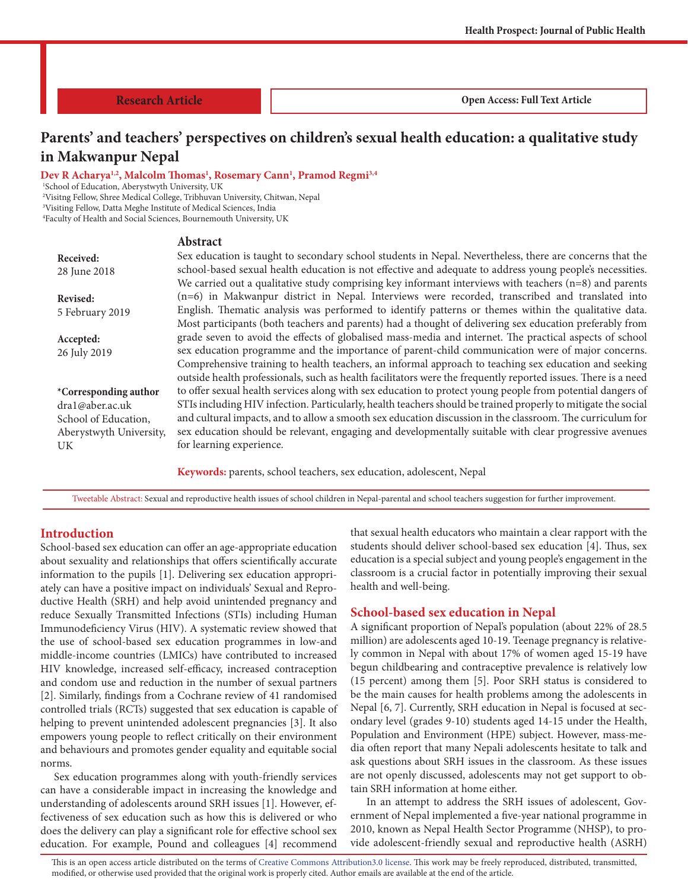Research Article

Open Access: Full Text Article

# Parents' and teachers' perspectives on children's sexual health education: a qualitative study in Makwanpur Nepal

**Dev R Acharya[1,2], Malcolm Thomas[1], Rosemary Cann[1], Pramod Regmi[3,4]**

[1]School of Education, Aberystwyth University, UK
[2]Visitng Fellow, Shree Medical College, Tribhuvan University, Chitwan, Nepal
[3]Visiting Fellow, Datta Meghe Institute of Medical Sciences, India
[4]Faculty of Health and Social Sciences, Bournemouth University, UK

**Received:** 28 June 2018

**Revised:** 5 February 2019

**Accepted:** 26 July 2019

**\*Corresponding author**
dra1@aber.ac.uk
School of Education, Aberystwyth University, UK

## Abstract

Sex education is taught to secondary school students in Nepal. Nevertheless, there are concerns that the school-based sexual health education is not effective and adequate to address young people's necessities. We carried out a qualitative study comprising key informant interviews with teachers (n=8) and parents (n=6) in Makwanpur district in Nepal. Interviews were recorded, transcribed and translated into English. Thematic analysis was performed to identify patterns or themes within the qualitative data. Most participants (both teachers and parents) had a thought of delivering sex education preferably from grade seven to avoid the effects of globalised mass-media and internet. The practical aspects of school sex education programme and the importance of parent-child communication were of major concerns. Comprehensive training to health teachers, an informal approach to teaching sex education and seeking outside health professionals, such as health facilitators were the frequently reported issues. There is a need to offer sexual health services along with sex education to protect young people from potential dangers of STIs including HIV infection. Particularly, health teachers should be trained properly to mitigate the social and cultural impacts, and to allow a smooth sex education discussion in the classroom. The curriculum for sex education should be relevant, engaging and developmentally suitable with clear progressive avenues for learning experience.

**Keywords:** parents, school teachers, sex education, adolescent, Nepal

Tweetable Abstract: Sexual and reproductive health issues of school children in Nepal-parental and school teachers suggestion for further improvement.

## Introduction

School-based sex education can offer an age-appropriate education about sexuality and relationships that offers scientifically accurate information to the pupils [1]. Delivering sex education appropriately can have a positive impact on individuals' Sexual and Reproductive Health (SRH) and help avoid unintended pregnancy and reduce Sexually Transmitted Infections (STIs) including Human Immunodeficiency Virus (HIV). A systematic review showed that the use of school-based sex education programmes in low-and middle-income countries (LMICs) have contributed to increased HIV knowledge, increased self-efficacy, increased contraception and condom use and reduction in the number of sexual partners [2]. Similarly, findings from a Cochrane review of 41 randomised controlled trials (RCTs) suggested that sex education is capable of helping to prevent unintended adolescent pregnancies [3]. It also empowers young people to reflect critically on their environment and behaviours and promotes gender equality and equitable social norms.

Sex education programmes along with youth-friendly services can have a considerable impact in increasing the knowledge and understanding of adolescents around SRH issues [1]. However, effectiveness of sex education such as how this is delivered or who does the delivery can play a significant role for effective school sex education. For example, Pound and colleagues [4] recommend that sexual health educators who maintain a clear rapport with the students should deliver school-based sex education [4]. Thus, sex education is a special subject and young people's engagement in the classroom is a crucial factor in potentially improving their sexual health and well-being.

## School-based sex education in Nepal

A significant proportion of Nepal's population (about 22% of 28.5 million) are adolescents aged 10-19. Teenage pregnancy is relatively common in Nepal with about 17% of women aged 15-19 have begun childbearing and contraceptive prevalence is relatively low (15 percent) among them [5]. Poor SRH status is considered to be the main causes for health problems among the adolescents in Nepal [6, 7]. Currently, SRH education in Nepal is focused at secondary level (grades 9-10) students aged 14-15 under the Health, Population and Environment (HPE) subject. However, mass-media often report that many Nepali adolescents hesitate to talk and ask questions about SRH issues in the classroom. As these issues are not openly discussed, adolescents may not get support to obtain SRH information at home either.

In an attempt to address the SRH issues of adolescent, Government of Nepal implemented a five-year national programme in 2010, known as Nepal Health Sector Programme (NHSP), to provide adolescent-friendly sexual and reproductive health (ASRH)

This is an open access article distributed on the terms of Creative Commons Attribution3.0 license. This work may be freely reproduced, distributed, transmitted, modified, or otherwise used provided that the original work is properly cited. Author emails are available at the end of the article.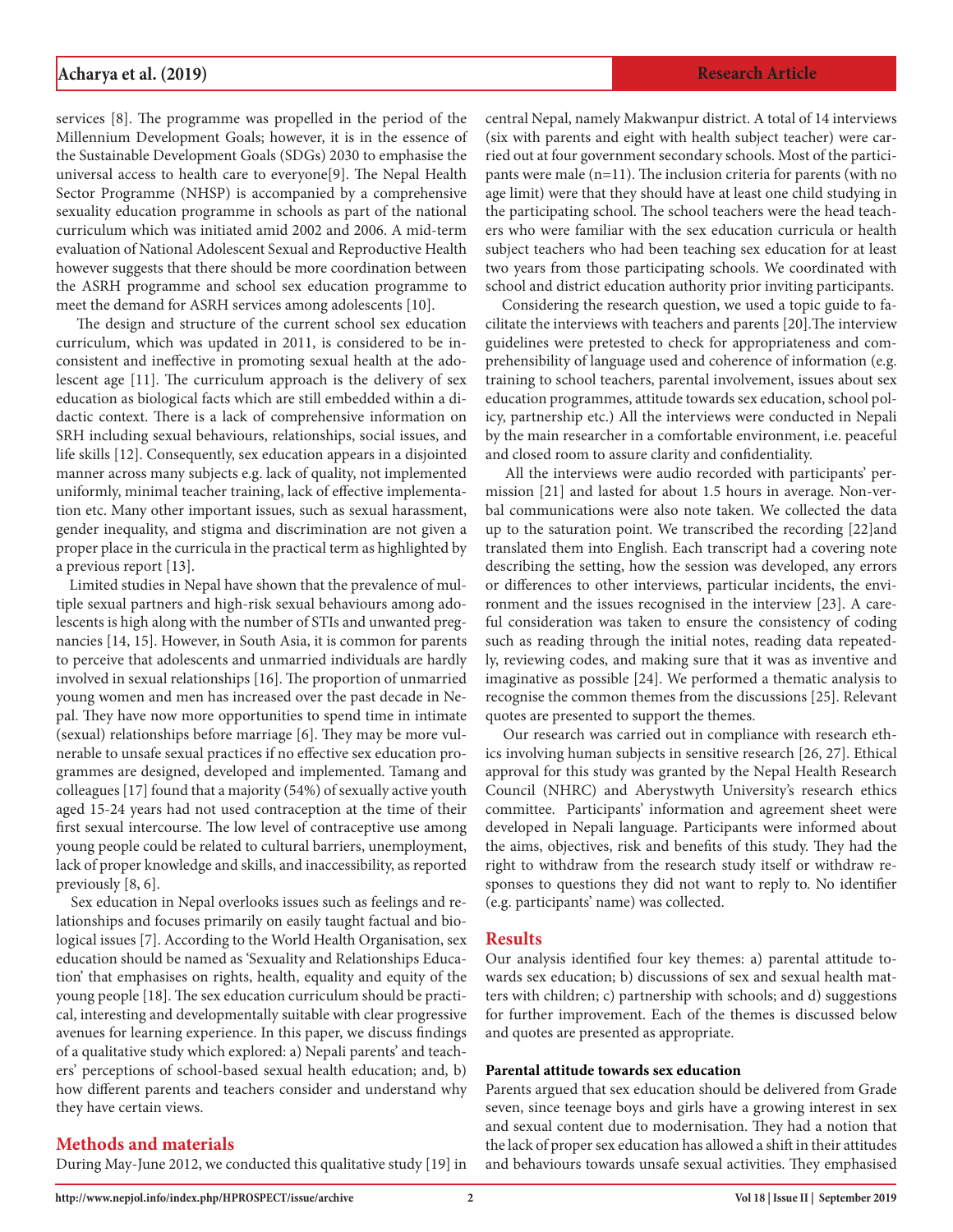services [8]. The programme was propelled in the period of the Millennium Development Goals; however, it is in the essence of the Sustainable Development Goals (SDGs) 2030 to emphasise the universal access to health care to everyone[9]. The Nepal Health Sector Programme (NHSP) is accompanied by a comprehensive sexuality education programme in schools as part of the national curriculum which was initiated amid 2002 and 2006. A mid-term evaluation of National Adolescent Sexual and Reproductive Health however suggests that there should be more coordination between the ASRH programme and school sex education programme to meet the demand for ASRH services among adolescents [10].

The design and structure of the current school sex education curriculum, which was updated in 2011, is considered to be inconsistent and ineffective in promoting sexual health at the adolescent age [11]. The curriculum approach is the delivery of sex education as biological facts which are still embedded within a didactic context. There is a lack of comprehensive information on SRH including sexual behaviours, relationships, social issues, and life skills [12]. Consequently, sex education appears in a disjointed manner across many subjects e.g. lack of quality, not implemented uniformly, minimal teacher training, lack of effective implementation etc. Many other important issues, such as sexual harassment, gender inequality, and stigma and discrimination are not given a proper place in the curricula in the practical term as highlighted by a previous report [13].

Limited studies in Nepal have shown that the prevalence of multiple sexual partners and high-risk sexual behaviours among adolescents is high along with the number of STIs and unwanted pregnancies [14, 15]. However, in South Asia, it is common for parents to perceive that adolescents and unmarried individuals are hardly involved in sexual relationships [16]. The proportion of unmarried young women and men has increased over the past decade in Nepal. They have now more opportunities to spend time in intimate (sexual) relationships before marriage [6]. They may be more vulnerable to unsafe sexual practices if no effective sex education programmes are designed, developed and implemented. Tamang and colleagues [17] found that a majority (54%) of sexually active youth aged 15-24 years had not used contraception at the time of their first sexual intercourse. The low level of contraceptive use among young people could be related to cultural barriers, unemployment, lack of proper knowledge and skills, and inaccessibility, as reported previously [8, 6].

Sex education in Nepal overlooks issues such as feelings and relationships and focuses primarily on easily taught factual and biological issues [7]. According to the World Health Organisation, sex education should be named as 'Sexuality and Relationships Education' that emphasises on rights, health, equality and equity of the young people [18]. The sex education curriculum should be practical, interesting and developmentally suitable with clear progressive avenues for learning experience. In this paper, we discuss findings of a qualitative study which explored: a) Nepali parents' and teachers' perceptions of school-based sexual health education; and, b) how different parents and teachers consider and understand why they have certain views.

## Methods and materials

During May-June 2012, we conducted this qualitative study [19] in central Nepal, namely Makwanpur district. A total of 14 interviews (six with parents and eight with health subject teacher) were carried out at four government secondary schools. Most of the participants were male (n=11). The inclusion criteria for parents (with no age limit) were that they should have at least one child studying in the participating school. The school teachers were the head teachers who were familiar with the sex education curricula or health subject teachers who had been teaching sex education for at least two years from those participating schools. We coordinated with school and district education authority prior inviting participants.

Considering the research question, we used a topic guide to facilitate the interviews with teachers and parents [20].The interview guidelines were pretested to check for appropriateness and comprehensibility of language used and coherence of information (e.g. training to school teachers, parental involvement, issues about sex education programmes, attitude towards sex education, school policy, partnership etc.) All the interviews were conducted in Nepali by the main researcher in a comfortable environment, i.e. peaceful and closed room to assure clarity and confidentiality.

All the interviews were audio recorded with participants' permission [21] and lasted for about 1.5 hours in average. Non-verbal communications were also note taken. We collected the data up to the saturation point. We transcribed the recording [22]and translated them into English. Each transcript had a covering note describing the setting, how the session was developed, any errors or differences to other interviews, particular incidents, the environment and the issues recognised in the interview [23]. A careful consideration was taken to ensure the consistency of coding such as reading through the initial notes, reading data repeatedly, reviewing codes, and making sure that it was as inventive and imaginative as possible [24]. We performed a thematic analysis to recognise the common themes from the discussions [25]. Relevant quotes are presented to support the themes.

Our research was carried out in compliance with research ethics involving human subjects in sensitive research [26, 27]. Ethical approval for this study was granted by the Nepal Health Research Council (NHRC) and Aberystwyth University's research ethics committee. Participants' information and agreement sheet were developed in Nepali language. Participants were informed about the aims, objectives, risk and benefits of this study. They had the right to withdraw from the research study itself or withdraw responses to questions they did not want to reply to. No identifier (e.g. participants' name) was collected.

## Results

Our analysis identified four key themes: a) parental attitude towards sex education; b) discussions of sex and sexual health matters with children; c) partnership with schools; and d) suggestions for further improvement. Each of the themes is discussed below and quotes are presented as appropriate.

### Parental attitude towards sex education

Parents argued that sex education should be delivered from Grade seven, since teenage boys and girls have a growing interest in sex and sexual content due to modernisation. They had a notion that the lack of proper sex education has allowed a shift in their attitudes and behaviours towards unsafe sexual activities. They emphasised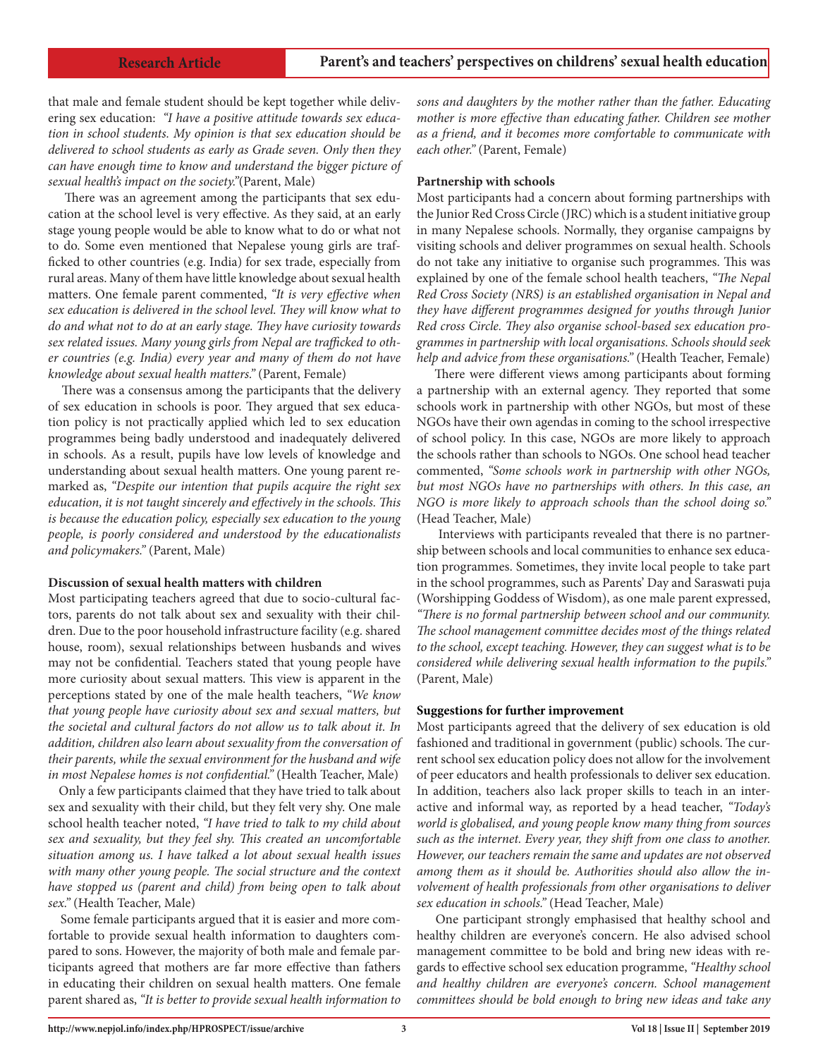that male and female student should be kept together while delivering sex education: *"I have a positive attitude towards sex education in school students. My opinion is that sex education should be delivered to school students as early as Grade seven. Only then they can have enough time to know and understand the bigger picture of sexual health's impact on the society."*(Parent, Male)

There was an agreement among the participants that sex education at the school level is very effective. As they said, at an early stage young people would be able to know what to do or what not to do. Some even mentioned that Nepalese young girls are trafficked to other countries (e.g. India) for sex trade, especially from rural areas. Many of them have little knowledge about sexual health matters. One female parent commented, *"It is very effective when sex education is delivered in the school level. They will know what to do and what not to do at an early stage. They have curiosity towards sex related issues. Many young girls from Nepal are trafficked to other countries (e.g. India) every year and many of them do not have knowledge about sexual health matters."* (Parent, Female)

There was a consensus among the participants that the delivery of sex education in schools is poor. They argued that sex education policy is not practically applied which led to sex education programmes being badly understood and inadequately delivered in schools. As a result, pupils have low levels of knowledge and understanding about sexual health matters. One young parent remarked as, *"Despite our intention that pupils acquire the right sex education, it is not taught sincerely and effectively in the schools. This is because the education policy, especially sex education to the young people, is poorly considered and understood by the educationalists and policymakers."* (Parent, Male)

**Discussion of sexual health matters with children**

Most participating teachers agreed that due to socio-cultural factors, parents do not talk about sex and sexuality with their children. Due to the poor household infrastructure facility (e.g. shared house, room), sexual relationships between husbands and wives may not be confidential. Teachers stated that young people have more curiosity about sexual matters. This view is apparent in the perceptions stated by one of the male health teachers, *"We know that young people have curiosity about sex and sexual matters, but the societal and cultural factors do not allow us to talk about it. In addition, children also learn about sexuality from the conversation of their parents, while the sexual environment for the husband and wife in most Nepalese homes is not confidential."* (Health Teacher, Male)

Only a few participants claimed that they have tried to talk about sex and sexuality with their child, but they felt very shy. One male school health teacher noted, *"I have tried to talk to my child about sex and sexuality, but they feel shy. This created an uncomfortable situation among us. I have talked a lot about sexual health issues with many other young people. The social structure and the context have stopped us (parent and child) from being open to talk about sex."* (Health Teacher, Male)

Some female participants argued that it is easier and more comfortable to provide sexual health information to daughters compared to sons. However, the majority of both male and female participants agreed that mothers are far more effective than fathers in educating their children on sexual health matters. One female parent shared as, *"It is better to provide sexual health information to sons and daughters by the mother rather than the father. Educating mother is more effective than educating father. Children see mother as a friend, and it becomes more comfortable to communicate with each other."* (Parent, Female)

**Partnership with schools**

Most participants had a concern about forming partnerships with the Junior Red Cross Circle (JRC) which is a student initiative group in many Nepalese schools. Normally, they organise campaigns by visiting schools and deliver programmes on sexual health. Schools do not take any initiative to organise such programmes. This was explained by one of the female school health teachers, *"The Nepal Red Cross Society (NRS) is an established organisation in Nepal and they have different programmes designed for youths through Junior Red cross Circle. They also organise school-based sex education programmes in partnership with local organisations. Schools should seek help and advice from these organisations."* (Health Teacher, Female)

There were different views among participants about forming a partnership with an external agency. They reported that some schools work in partnership with other NGOs, but most of these NGOs have their own agendas in coming to the school irrespective of school policy. In this case, NGOs are more likely to approach the schools rather than schools to NGOs. One school head teacher commented, *"Some schools work in partnership with other NGOs, but most NGOs have no partnerships with others. In this case, an NGO is more likely to approach schools than the school doing so."* (Head Teacher, Male)

Interviews with participants revealed that there is no partnership between schools and local communities to enhance sex education programmes. Sometimes, they invite local people to take part in the school programmes, such as Parents' Day and Saraswati puja (Worshipping Goddess of Wisdom), as one male parent expressed, *"There is no formal partnership between school and our community. The school management committee decides most of the things related to the school, except teaching. However, they can suggest what is to be considered while delivering sexual health information to the pupils."* (Parent, Male)

**Suggestions for further improvement**

Most participants agreed that the delivery of sex education is old fashioned and traditional in government (public) schools. The current school sex education policy does not allow for the involvement of peer educators and health professionals to deliver sex education. In addition, teachers also lack proper skills to teach in an interactive and informal way, as reported by a head teacher, *"Today's world is globalised, and young people know many thing from sources such as the internet. Every year, they shift from one class to another. However, our teachers remain the same and updates are not observed among them as it should be. Authorities should also allow the involvement of health professionals from other organisations to deliver sex education in schools."* (Head Teacher, Male)

One participant strongly emphasised that healthy school and healthy children are everyone's concern. He also advised school management committee to be bold and bring new ideas with regards to effective school sex education programme, *"Healthy school and healthy children are everyone's concern. School management committees should be bold enough to bring new ideas and take any*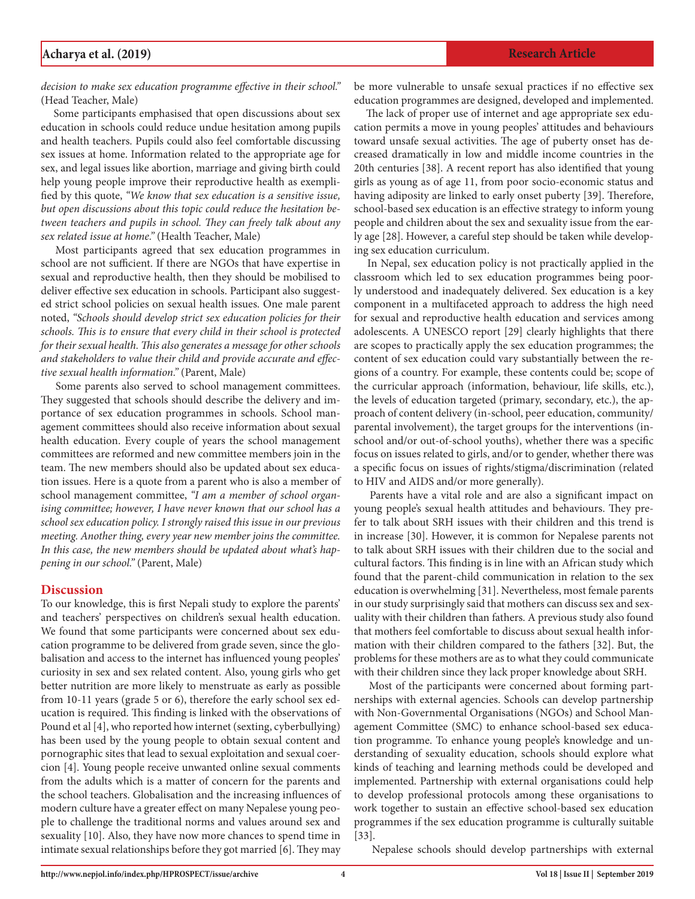*decision to make sex education programme effective in their school."* (Head Teacher, Male)

Some participants emphasised that open discussions about sex education in schools could reduce undue hesitation among pupils and health teachers. Pupils could also feel comfortable discussing sex issues at home. Information related to the appropriate age for sex, and legal issues like abortion, marriage and giving birth could help young people improve their reproductive health as exemplified by this quote, *"We know that sex education is a sensitive issue, but open discussions about this topic could reduce the hesitation between teachers and pupils in school. They can freely talk about any sex related issue at home."* (Health Teacher, Male)

Most participants agreed that sex education programmes in school are not sufficient. If there are NGOs that have expertise in sexual and reproductive health, then they should be mobilised to deliver effective sex education in schools. Participant also suggested strict school policies on sexual health issues. One male parent noted, *"Schools should develop strict sex education policies for their schools. This is to ensure that every child in their school is protected for their sexual health. This also generates a message for other schools and stakeholders to value their child and provide accurate and effective sexual health information."* (Parent, Male)

Some parents also served to school management committees. They suggested that schools should describe the delivery and importance of sex education programmes in schools. School management committees should also receive information about sexual health education. Every couple of years the school management committees are reformed and new committee members join in the team. The new members should also be updated about sex education issues. Here is a quote from a parent who is also a member of school management committee, *"I am a member of school organising committee; however, I have never known that our school has a school sex education policy. I strongly raised this issue in our previous meeting. Another thing, every year new member joins the committee. In this case, the new members should be updated about what's happening in our school."* (Parent, Male)

## Discussion

To our knowledge, this is first Nepali study to explore the parents' and teachers' perspectives on children's sexual health education. We found that some participants were concerned about sex education programme to be delivered from grade seven, since the globalisation and access to the internet has influenced young peoples' curiosity in sex and sex related content. Also, young girls who get better nutrition are more likely to menstruate as early as possible from 10-11 years (grade 5 or 6), therefore the early school sex education is required. This finding is linked with the observations of Pound et al [4], who reported how internet (sexting, cyberbullying) has been used by the young people to obtain sexual content and pornographic sites that lead to sexual exploitation and sexual coercion [4]. Young people receive unwanted online sexual comments from the adults which is a matter of concern for the parents and the school teachers. Globalisation and the increasing influences of modern culture have a greater effect on many Nepalese young people to challenge the traditional norms and values around sex and sexuality [10]. Also, they have now more chances to spend time in intimate sexual relationships before they got married [6]. They may be more vulnerable to unsafe sexual practices if no effective sex education programmes are designed, developed and implemented.

The lack of proper use of internet and age appropriate sex education permits a move in young peoples' attitudes and behaviours toward unsafe sexual activities. The age of puberty onset has decreased dramatically in low and middle income countries in the 20th centuries [38]. A recent report has also identified that young girls as young as of age 11, from poor socio-economic status and having adiposity are linked to early onset puberty [39]. Therefore, school-based sex education is an effective strategy to inform young people and children about the sex and sexuality issue from the early age [28]. However, a careful step should be taken while developing sex education curriculum.

In Nepal, sex education policy is not practically applied in the classroom which led to sex education programmes being poorly understood and inadequately delivered. Sex education is a key component in a multifaceted approach to address the high need for sexual and reproductive health education and services among adolescents. A UNESCO report [29] clearly highlights that there are scopes to practically apply the sex education programmes; the content of sex education could vary substantially between the regions of a country. For example, these contents could be; scope of the curricular approach (information, behaviour, life skills, etc.), the levels of education targeted (primary, secondary, etc.), the approach of content delivery (in-school, peer education, community/parental involvement), the target groups for the interventions (in-school and/or out-of-school youths), whether there was a specific focus on issues related to girls, and/or to gender, whether there was a specific focus on issues of rights/stigma/discrimination (related to HIV and AIDS and/or more generally).

Parents have a vital role and are also a significant impact on young people's sexual health attitudes and behaviours. They prefer to talk about SRH issues with their children and this trend is in increase [30]. However, it is common for Nepalese parents not to talk about SRH issues with their children due to the social and cultural factors. This finding is in line with an African study which found that the parent-child communication in relation to the sex education is overwhelming [31]. Nevertheless, most female parents in our study surprisingly said that mothers can discuss sex and sexuality with their children than fathers. A previous study also found that mothers feel comfortable to discuss about sexual health information with their children compared to the fathers [32]. But, the problems for these mothers are as to what they could communicate with their children since they lack proper knowledge about SRH.

Most of the participants were concerned about forming partnerships with external agencies. Schools can develop partnership with Non-Governmental Organisations (NGOs) and School Management Committee (SMC) to enhance school-based sex education programme. To enhance young people's knowledge and understanding of sexuality education, schools should explore what kinds of teaching and learning methods could be developed and implemented. Partnership with external organisations could help to develop professional protocols among these organisations to work together to sustain an effective school-based sex education programmes if the sex education programme is culturally suitable [33].

Nepalese schools should develop partnerships with external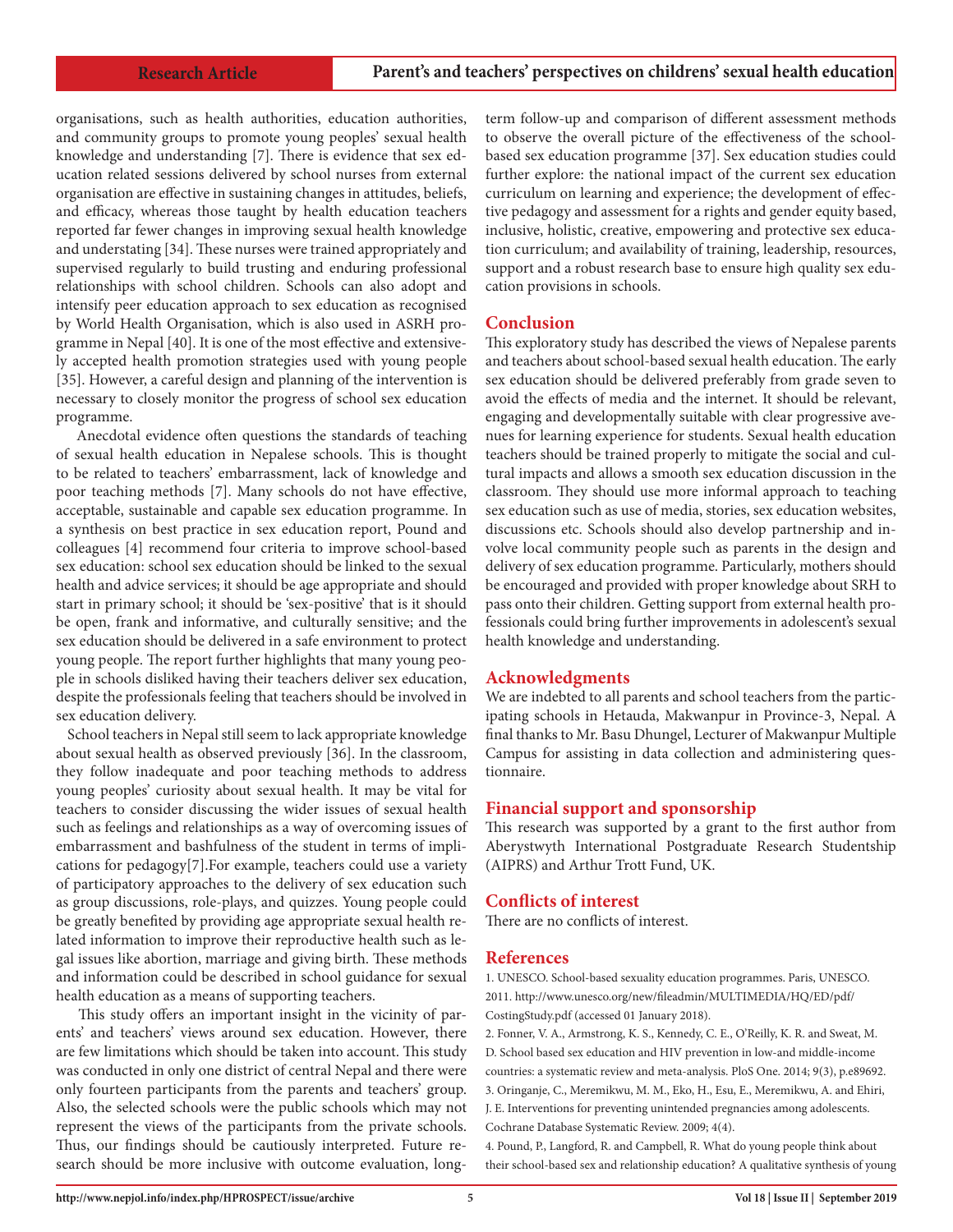organisations, such as health authorities, education authorities, and community groups to promote young peoples' sexual health knowledge and understanding [7]. There is evidence that sex education related sessions delivered by school nurses from external organisation are effective in sustaining changes in attitudes, beliefs, and efficacy, whereas those taught by health education teachers reported far fewer changes in improving sexual health knowledge and understating [34]. These nurses were trained appropriately and supervised regularly to build trusting and enduring professional relationships with school children. Schools can also adopt and intensify peer education approach to sex education as recognised by World Health Organisation, which is also used in ASRH programme in Nepal [40]. It is one of the most effective and extensively accepted health promotion strategies used with young people [35]. However, a careful design and planning of the intervention is necessary to closely monitor the progress of school sex education programme.

Anecdotal evidence often questions the standards of teaching of sexual health education in Nepalese schools. This is thought to be related to teachers' embarrassment, lack of knowledge and poor teaching methods [7]. Many schools do not have effective, acceptable, sustainable and capable sex education programme. In a synthesis on best practice in sex education report, Pound and colleagues [4] recommend four criteria to improve school-based sex education: school sex education should be linked to the sexual health and advice services; it should be age appropriate and should start in primary school; it should be 'sex-positive' that is it should be open, frank and informative, and culturally sensitive; and the sex education should be delivered in a safe environment to protect young people. The report further highlights that many young people in schools disliked having their teachers deliver sex education, despite the professionals feeling that teachers should be involved in sex education delivery.

School teachers in Nepal still seem to lack appropriate knowledge about sexual health as observed previously [36]. In the classroom, they follow inadequate and poor teaching methods to address young peoples' curiosity about sexual health. It may be vital for teachers to consider discussing the wider issues of sexual health such as feelings and relationships as a way of overcoming issues of embarrassment and bashfulness of the student in terms of implications for pedagogy[7].For example, teachers could use a variety of participatory approaches to the delivery of sex education such as group discussions, role-plays, and quizzes. Young people could be greatly benefited by providing age appropriate sexual health related information to improve their reproductive health such as legal issues like abortion, marriage and giving birth. These methods and information could be described in school guidance for sexual health education as a means of supporting teachers.

This study offers an important insight in the vicinity of parents' and teachers' views around sex education. However, there are few limitations which should be taken into account. This study was conducted in only one district of central Nepal and there were only fourteen participants from the parents and teachers' group. Also, the selected schools were the public schools which may not represent the views of the participants from the private schools. Thus, our findings should be cautiously interpreted. Future research should be more inclusive with outcome evaluation, long-term follow-up and comparison of different assessment methods to observe the overall picture of the effectiveness of the school-based sex education programme [37]. Sex education studies could further explore: the national impact of the current sex education curriculum on learning and experience; the development of effective pedagogy and assessment for a rights and gender equity based, inclusive, holistic, creative, empowering and protective sex education curriculum; and availability of training, leadership, resources, support and a robust research base to ensure high quality sex education provisions in schools.

## Conclusion

This exploratory study has described the views of Nepalese parents and teachers about school-based sexual health education. The early sex education should be delivered preferably from grade seven to avoid the effects of media and the internet. It should be relevant, engaging and developmentally suitable with clear progressive avenues for learning experience for students. Sexual health education teachers should be trained properly to mitigate the social and cultural impacts and allows a smooth sex education discussion in the classroom. They should use more informal approach to teaching sex education such as use of media, stories, sex education websites, discussions etc. Schools should also develop partnership and involve local community people such as parents in the design and delivery of sex education programme. Particularly, mothers should be encouraged and provided with proper knowledge about SRH to pass onto their children. Getting support from external health professionals could bring further improvements in adolescent's sexual health knowledge and understanding.

## Acknowledgments

We are indebted to all parents and school teachers from the participating schools in Hetauda, Makwanpur in Province-3, Nepal. A final thanks to Mr. Basu Dhungel, Lecturer of Makwanpur Multiple Campus for assisting in data collection and administering questionnaire.

## Financial support and sponsorship

This research was supported by a grant to the first author from Aberystwyth International Postgraduate Research Studentship (AIPRS) and Arthur Trott Fund, UK.

## Conflicts of interest

There are no conflicts of interest.

## References

1. UNESCO. School-based sexuality education programmes. Paris, UNESCO. 2011. http://www.unesco.org/new/fileadmin/MULTIMEDIA/HQ/ED/pdf/CostingStudy.pdf (accessed 01 January 2018).
2. Fonner, V. A., Armstrong, K. S., Kennedy, C. E., O'Reilly, K. R. and Sweat, M. D. School based sex education and HIV prevention in low-and middle-income countries: a systematic review and meta-analysis. PloS One. 2014; 9(3), p.e89692.
3. Oringanje, C., Meremikwu, M. M., Eko, H., Esu, E., Meremikwu, A. and Ehiri, J. E. Interventions for preventing unintended pregnancies among adolescents. Cochrane Database Systematic Review. 2009; 4(4).
4. Pound, P., Langford, R. and Campbell, R. What do young people think about their school-based sex and relationship education? A qualitative synthesis of young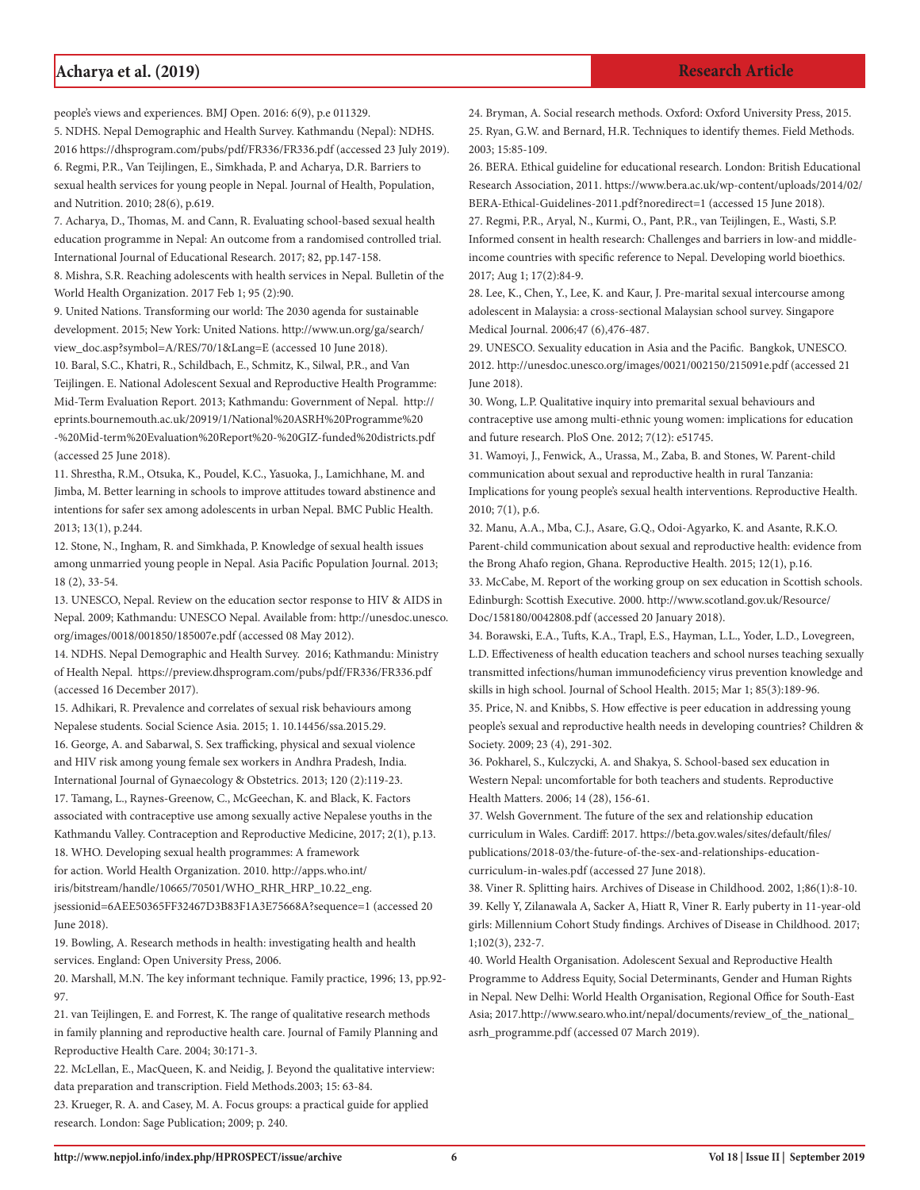people's views and experiences. BMJ Open. 2016: 6(9), p.e 011329.

5. NDHS. Nepal Demographic and Health Survey. Kathmandu (Nepal): NDHS. 2016 https://dhsprogram.com/pubs/pdf/FR336/FR336.pdf (accessed 23 July 2019).

6. Regmi, P.R., Van Teijlingen, E., Simkhada, P. and Acharya, D.R. Barriers to sexual health services for young people in Nepal. Journal of Health, Population, and Nutrition. 2010; 28(6), p.619.

7. Acharya, D., Thomas, M. and Cann, R. Evaluating school-based sexual health education programme in Nepal: An outcome from a randomised controlled trial. International Journal of Educational Research. 2017; 82, pp.147-158.

8. Mishra, S.R. Reaching adolescents with health services in Nepal. Bulletin of the World Health Organization. 2017 Feb 1; 95 (2):90.

9. United Nations. Transforming our world: The 2030 agenda for sustainable development. 2015; New York: United Nations. http://www.un.org/ga/search/view_doc.asp?symbol=A/RES/70/1&Lang=E (accessed 10 June 2018).

10. Baral, S.C., Khatri, R., Schildbach, E., Schmitz, K., Silwal, P.R., and Van Teijlingen. E. National Adolescent Sexual and Reproductive Health Programme: Mid-Term Evaluation Report. 2013; Kathmandu: Government of Nepal. http://eprints.bournemouth.ac.uk/20919/1/National%20ASRH%20Programme%20-%20Mid-term%20Evaluation%20Report%20-%20GIZ-funded%20districts.pdf (accessed 25 June 2018).

11. Shrestha, R.M., Otsuka, K., Poudel, K.C., Yasuoka, J., Lamichhane, M. and Jimba, M. Better learning in schools to improve attitudes toward abstinence and intentions for safer sex among adolescents in urban Nepal. BMC Public Health. 2013; 13(1), p.244.

12. Stone, N., Ingham, R. and Simkhada, P. Knowledge of sexual health issues among unmarried young people in Nepal. Asia Pacific Population Journal. 2013; 18 (2), 33-54.

13. UNESCO, Nepal. Review on the education sector response to HIV & AIDS in Nepal. 2009; Kathmandu: UNESCO Nepal. Available from: http://unesdoc.unesco.org/images/0018/001850/185007e.pdf (accessed 08 May 2012).

14. NDHS. Nepal Demographic and Health Survey. 2016; Kathmandu: Ministry of Health Nepal. https://preview.dhsprogram.com/pubs/pdf/FR336/FR336.pdf (accessed 16 December 2017).

15. Adhikari, R. Prevalence and correlates of sexual risk behaviours among Nepalese students. Social Science Asia. 2015; 1. 10.14456/ssa.2015.29.

16. George, A. and Sabarwal, S. Sex trafficking, physical and sexual violence and HIV risk among young female sex workers in Andhra Pradesh, India. International Journal of Gynaecology & Obstetrics. 2013; 120 (2):119-23.

17. Tamang, L., Raynes-Greenow, C., McGeechan, K. and Black, K. Factors associated with contraceptive use among sexually active Nepalese youths in the Kathmandu Valley. Contraception and Reproductive Medicine, 2017; 2(1), p.13.

18. WHO. Developing sexual health programmes: A framework for action. World Health Organization. 2010. http://apps.who.int/iris/bitstream/handle/10665/70501/WHO_RHR_HRP_10.22_eng.jsessionid=6AEE50365FF32467D3B83F1A3E75668A?sequence=1 (accessed 20 June 2018).

19. Bowling, A. Research methods in health: investigating health and health services. England: Open University Press, 2006.

20. Marshall, M.N. The key informant technique. Family practice, 1996; 13, pp.92-97.

21. van Teijlingen, E. and Forrest, K. The range of qualitative research methods in family planning and reproductive health care. Journal of Family Planning and Reproductive Health Care. 2004; 30:171-3.

22. McLellan, E., MacQueen, K. and Neidig, J. Beyond the qualitative interview: data preparation and transcription. Field Methods.2003; 15: 63-84.

23. Krueger, R. A. and Casey, M. A. Focus groups: a practical guide for applied research. London: Sage Publication; 2009; p. 240.

24. Bryman, A. Social research methods. Oxford: Oxford University Press, 2015.

25. Ryan, G.W. and Bernard, H.R. Techniques to identify themes. Field Methods. 2003; 15:85-109.

26. BERA. Ethical guideline for educational research. London: British Educational Research Association, 2011. https://www.bera.ac.uk/wp-content/uploads/2014/02/BERA-Ethical-Guidelines-2011.pdf?noredirect=1 (accessed 15 June 2018).

27. Regmi, P.R., Aryal, N., Kurmi, O., Pant, P.R., van Teijlingen, E., Wasti, S.P. Informed consent in health research: Challenges and barriers in low-and middle-income countries with specific reference to Nepal. Developing world bioethics. 2017; Aug 1; 17(2):84-9.

28. Lee, K., Chen, Y., Lee, K. and Kaur, J. Pre-marital sexual intercourse among adolescent in Malaysia: a cross-sectional Malaysian school survey. Singapore Medical Journal. 2006;47 (6),476-487.

29. UNESCO. Sexuality education in Asia and the Pacific. Bangkok, UNESCO. 2012. http://unesdoc.unesco.org/images/0021/002150/215091e.pdf (accessed 21 June 2018).

30. Wong, L.P. Qualitative inquiry into premarital sexual behaviours and contraceptive use among multi-ethnic young women: implications for education and future research. PloS One. 2012; 7(12): e51745.

31. Wamoyi, J., Fenwick, A., Urassa, M., Zaba, B. and Stones, W. Parent-child communication about sexual and reproductive health in rural Tanzania: Implications for young people's sexual health interventions. Reproductive Health. 2010; 7(1), p.6.

32. Manu, A.A., Mba, C.J., Asare, G.Q., Odoi-Agyarko, K. and Asante, R.K.O. Parent-child communication about sexual and reproductive health: evidence from the Brong Ahafo region, Ghana. Reproductive Health. 2015; 12(1), p.16.

33. McCabe, M. Report of the working group on sex education in Scottish schools. Edinburgh: Scottish Executive. 2000. http://www.scotland.gov.uk/Resource/Doc/158180/0042808.pdf (accessed 20 January 2018).

34. Borawski, E.A., Tufts, K.A., Trapl, E.S., Hayman, L.L., Yoder, L.D., Lovegreen, L.D. Effectiveness of health education teachers and school nurses teaching sexually transmitted infections/human immunodeficiency virus prevention knowledge and skills in high school. Journal of School Health. 2015; Mar 1; 85(3):189-96.

35. Price, N. and Knibbs, S. How effective is peer education in addressing young people's sexual and reproductive health needs in developing countries? Children & Society. 2009; 23 (4), 291-302.

36. Pokharel, S., Kulczycki, A. and Shakya, S. School-based sex education in Western Nepal: uncomfortable for both teachers and students. Reproductive Health Matters. 2006; 14 (28), 156-61.

37. Welsh Government. The future of the sex and relationship education curriculum in Wales. Cardiff: 2017. https://beta.gov.wales/sites/default/files/publications/2018-03/the-future-of-the-sex-and-relationships-education-curriculum-in-wales.pdf (accessed 27 June 2018).

38. Viner R. Splitting hairs. Archives of Disease in Childhood. 2002, 1;86(1):8-10.

39. Kelly Y, Zilanawala A, Sacker A, Hiatt R, Viner R. Early puberty in 11-year-old girls: Millennium Cohort Study findings. Archives of Disease in Childhood. 2017; 1;102(3), 232-7.

40. World Health Organisation. Adolescent Sexual and Reproductive Health Programme to Address Equity, Social Determinants, Gender and Human Rights in Nepal. New Delhi: World Health Organisation, Regional Office for South-East Asia; 2017.http://www.searo.who.int/nepal/documents/review_of_the_national_asrh_programme.pdf (accessed 07 March 2019).